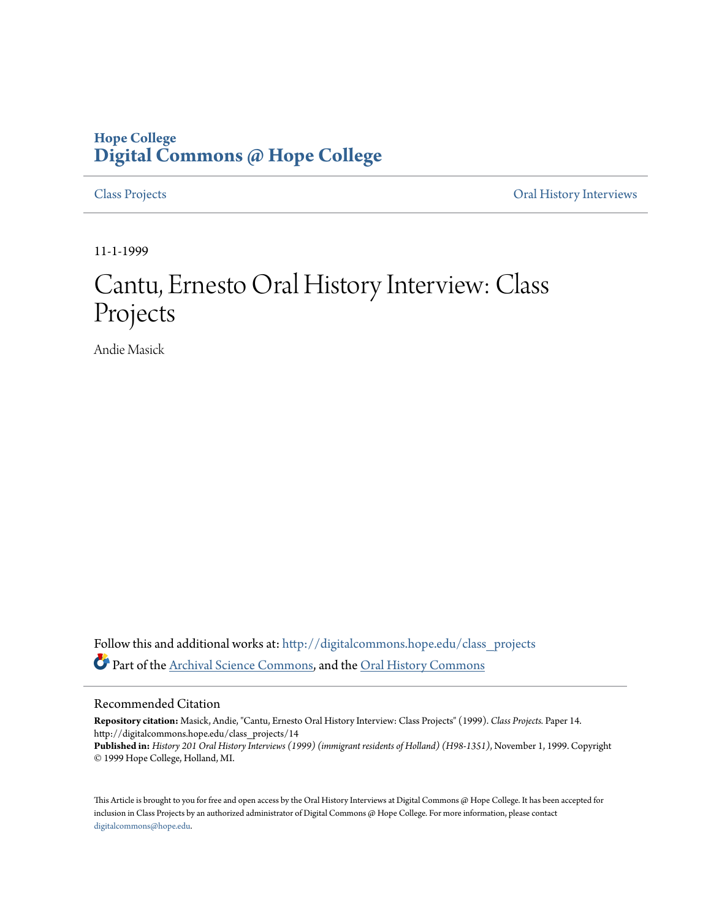Hope College
# Digital Commons @ Hope College

Class Projects | Oral History Interviews

11-1-1999

# Cantu, Ernesto Oral History Interview: Class Projects

Andie Masick

Follow this and additional works at: http://digitalcommons.hope.edu/class_projects

Part of the Archival Science Commons, and the Oral History Commons

## Recommended Citation

**Repository citation:** Masick, Andie, "Cantu, Ernesto Oral History Interview: Class Projects" (1999). *Class Projects.* Paper 14. http://digitalcommons.hope.edu/class_projects/14

**Published in:** *History 201 Oral History Interviews (1999) (immigrant residents of Holland) (H98-1351)*, November 1, 1999. Copyright © 1999 Hope College, Holland, MI.

This Article is brought to you for free and open access by the Oral History Interviews at Digital Commons @ Hope College. It has been accepted for inclusion in Class Projects by an authorized administrator of Digital Commons @ Hope College. For more information, please contact digitalcommons@hope.edu.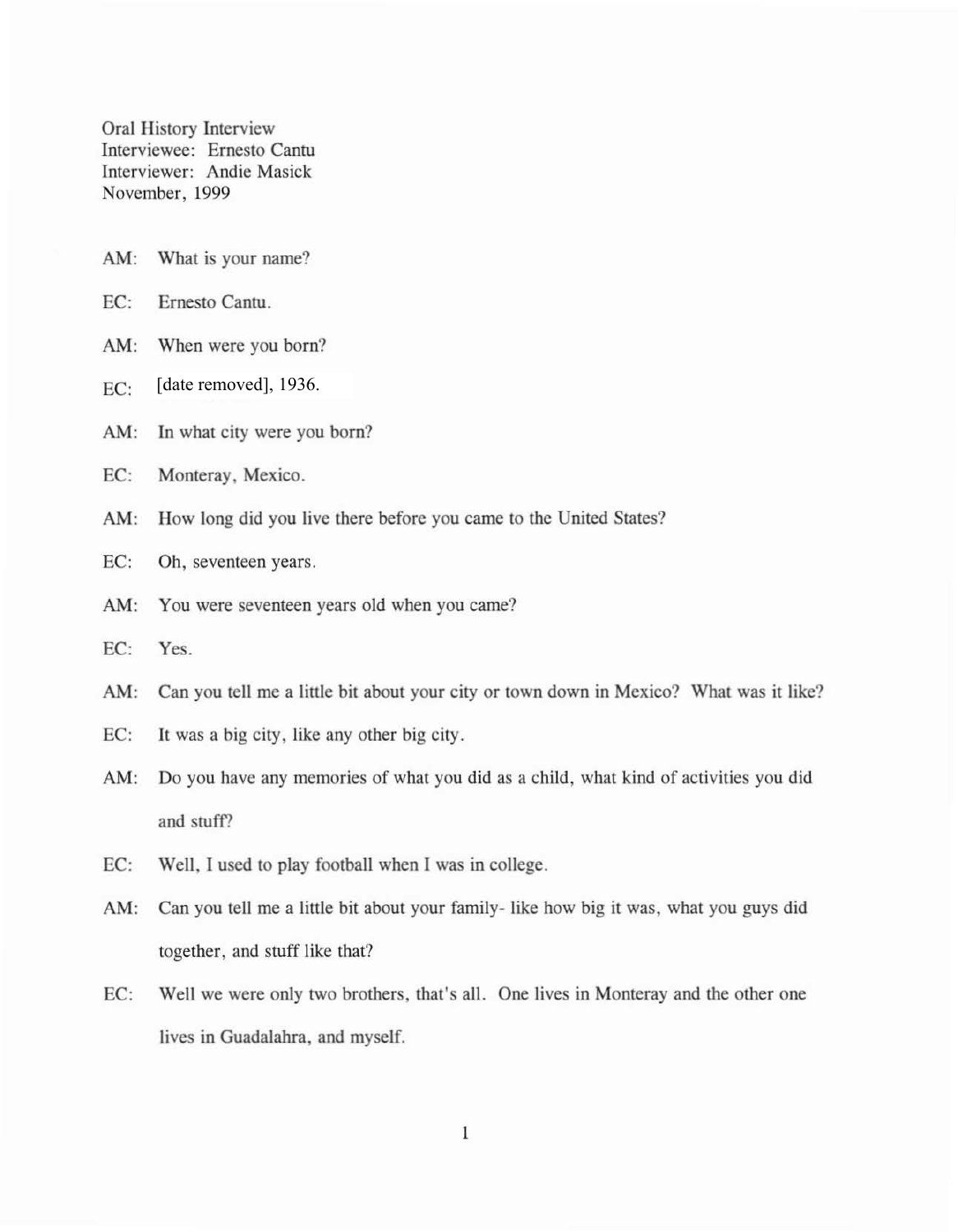Oral History Interview
Interviewee: Ernesto Cantu
Interviewer: Andie Masick
November, 1999

AM: What is your name?

EC: Ernesto Cantu.

AM: When were you born?

EC: [date removed], 1936.

AM: In what city were you born?

EC: Monteray, Mexico.

AM: How long did you live there before you came to the United States?

EC: Oh, seventeen years.

AM: You were seventeen years old when you came?

EC: Yes.

AM: Can you tell me a little bit about your city or town down in Mexico? What was it like?

EC: It was a big city, like any other big city.

AM: Do you have any memories of what you did as a child, what kind of activities you did and stuff?

EC: Well, I used to play football when I was in college.

AM: Can you tell me a little bit about your family- like how big it was, what you guys did together, and stuff like that?

EC: Well we were only two brothers, that's all. One lives in Monteray and the other one lives in Guadalahra, and myself.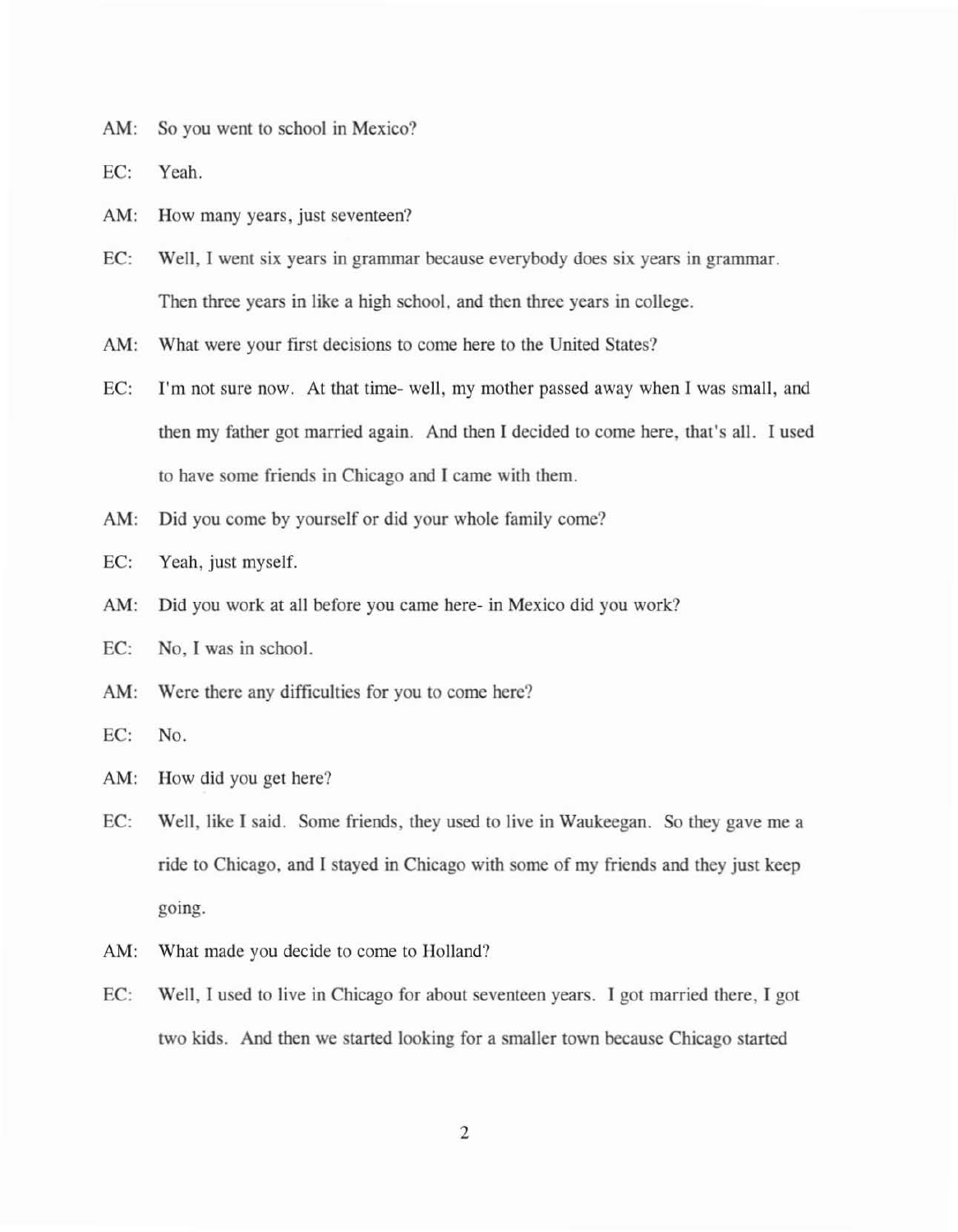AM: So you went to school in Mexico?

EC: Yeah.

AM: How many years, just seventeen?

EC: Well, I went six years in grammar because everybody does six years in grammar. Then three years in like a high school, and then three years in college.

AM: What were your first decisions to come here to the United States?

EC: I'm not sure now. At that time- well, my mother passed away when I was small, and then my father got married again. And then I decided to come here, that's all. I used to have some friends in Chicago and I came with them.

AM: Did you come by yourself or did your whole family come?

EC: Yeah, just myself.

AM: Did you work at all before you came here- in Mexico did you work?

EC: No, I was in school.

AM: Were there any difficulties for you to come here?

EC: No.

AM: How did you get here?

EC: Well, like I said. Some friends, they used to live in Waukeegan. So they gave me a ride to Chicago, and I stayed in Chicago with some of my friends and they just keep going.

AM: What made you decide to come to Holland?

EC: Well, I used to live in Chicago for about seventeen years. I got married there, I got two kids. And then we started looking for a smaller town because Chicago started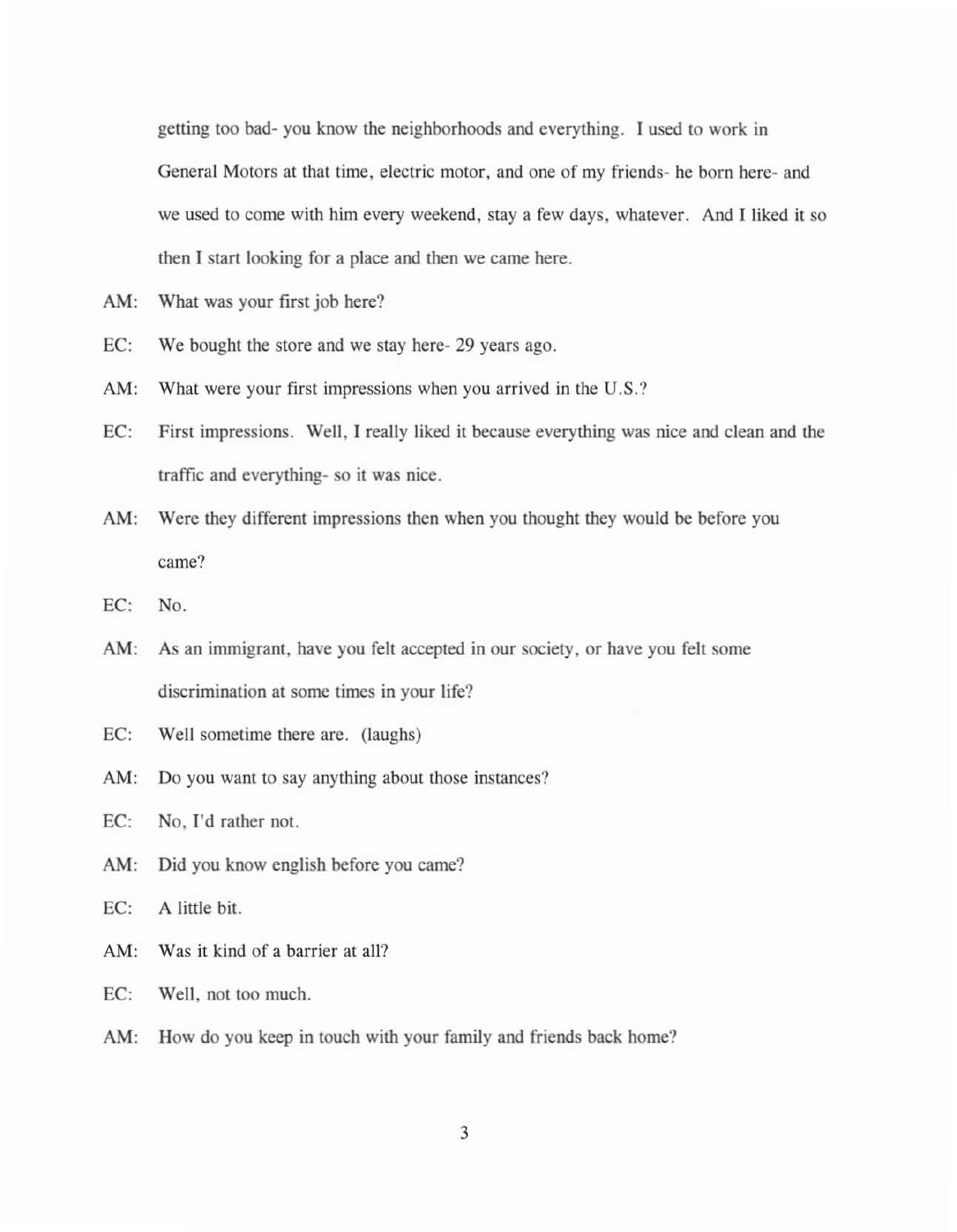getting too bad- you know the neighborhoods and everything. I used to work in General Motors at that time, electric motor, and one of my friends- he born here- and we used to come with him every weekend, stay a few days, whatever. And I liked it so then I start looking for a place and then we came here.

AM: What was your first job here?

EC: We bought the store and we stay here- 29 years ago.

AM: What were your first impressions when you arrived in the U.S.?

EC: First impressions. Well, I really liked it because everything was nice and clean and the traffic and everything- so it was nice.

AM: Were they different impressions then when you thought they would be before you came?

EC: No.

AM: As an immigrant, have you felt accepted in our society, or have you felt some discrimination at some times in your life?

EC: Well sometime there are. (laughs)

AM: Do you want to say anything about those instances?

EC: No, I'd rather not.

AM: Did you know english before you came?

EC: A little bit.

AM: Was it kind of a barrier at all?

EC: Well, not too much.

AM: How do you keep in touch with your family and friends back home?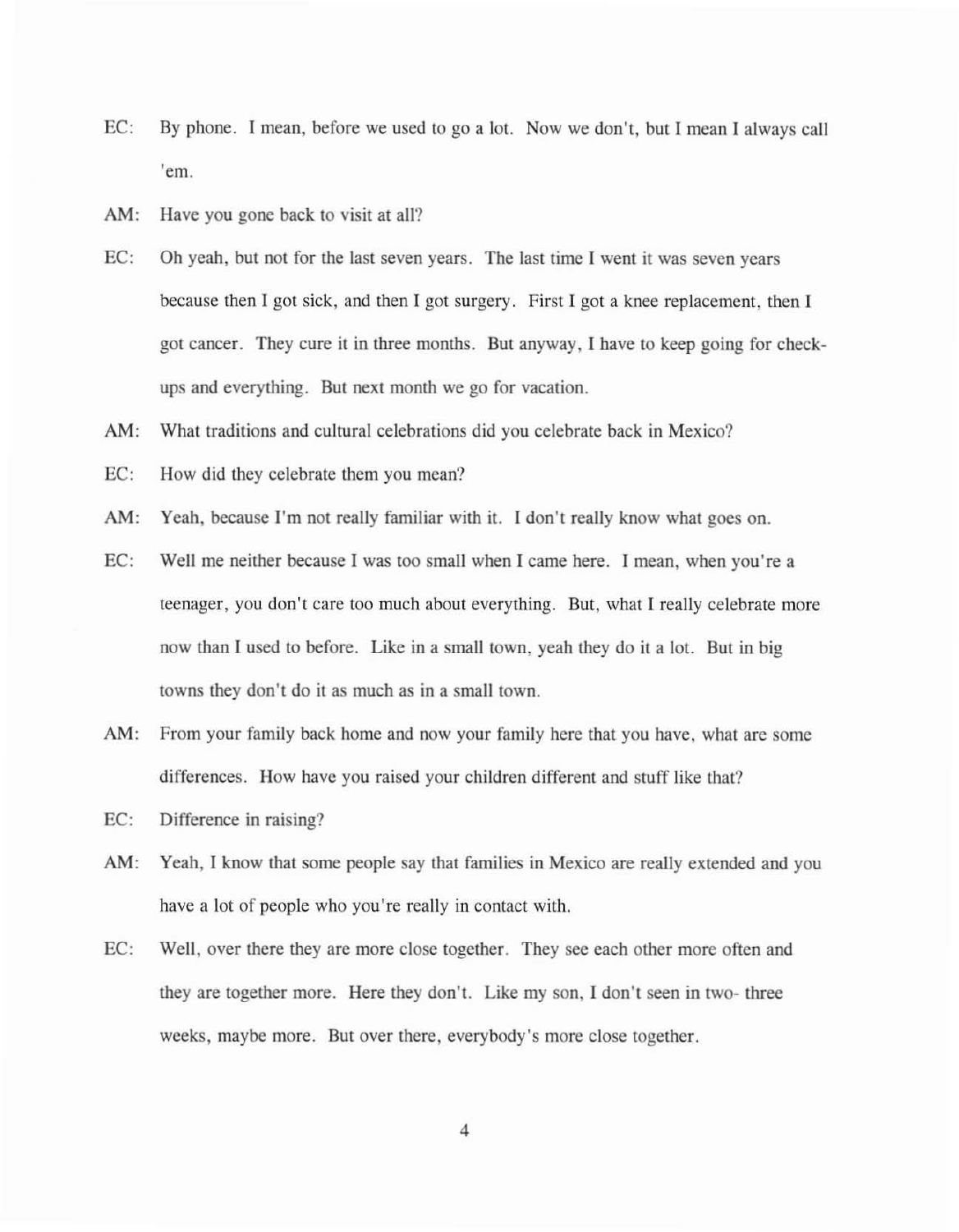EC: By phone. I mean, before we used to go a lot. Now we don't, but I mean I always call 'em.

AM: Have you gone back to visit at all?

EC: Oh yeah, but not for the last seven years. The last time I went it was seven years because then I got sick, and then I got surgery. First I got a knee replacement, then I got cancer. They cure it in three months. But anyway, I have to keep going for check-ups and everything. But next month we go for vacation.

AM: What traditions and cultural celebrations did you celebrate back in Mexico?

EC: How did they celebrate them you mean?

AM: Yeah, because I'm not really familiar with it. I don't really know what goes on.

EC: Well me neither because I was too small when I came here. I mean, when you're a teenager, you don't care too much about everything. But, what I really celebrate more now than I used to before. Like in a small town, yeah they do it a lot. But in big towns they don't do it as much as in a small town.

AM: From your family back home and now your family here that you have, what are some differences. How have you raised your children different and stuff like that?

EC: Difference in raising?

AM: Yeah, I know that some people say that families in Mexico are really extended and you have a lot of people who you're really in contact with.

EC: Well, over there they are more close together. They see each other more often and they are together more. Here they don't. Like my son, I don't seen in two- three weeks, maybe more. But over there, everybody's more close together.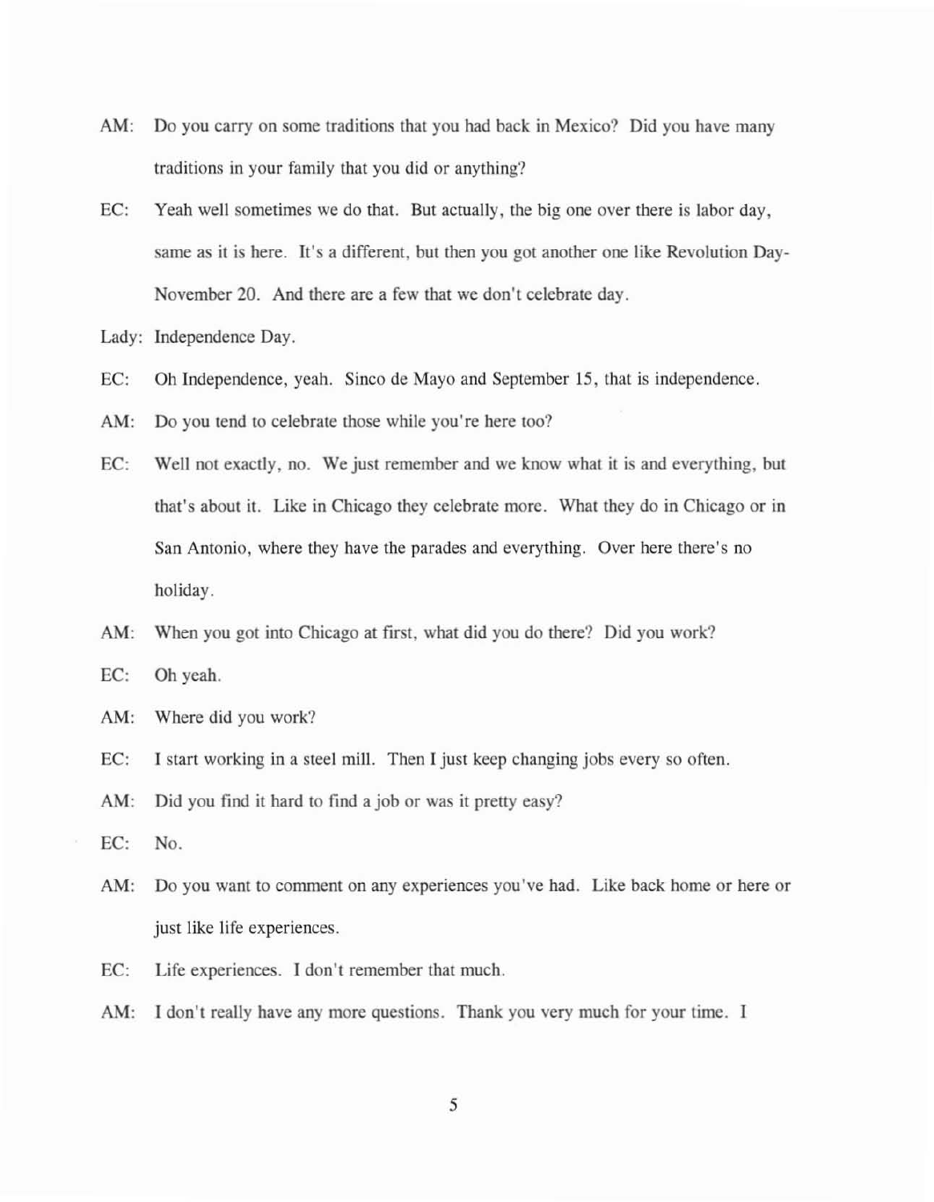AM: Do you carry on some traditions that you had back in Mexico? Did you have many traditions in your family that you did or anything?

EC: Yeah well sometimes we do that. But actually, the big one over there is labor day, same as it is here. It's a different, but then you got another one like Revolution Day- November 20. And there are a few that we don't celebrate day.

Lady: Independence Day.

EC: Oh Independence, yeah. Sinco de Mayo and September 15, that is independence.

AM: Do you tend to celebrate those while you're here too?

EC: Well not exactly, no. We just remember and we know what it is and everything, but that's about it. Like in Chicago they celebrate more. What they do in Chicago or in San Antonio, where they have the parades and everything. Over here there's no holiday.

AM: When you got into Chicago at first, what did you do there? Did you work?

EC: Oh yeah.

AM: Where did you work?

EC: I start working in a steel mill. Then I just keep changing jobs every so often.

AM: Did you find it hard to find a job or was it pretty easy?

EC: No.

AM: Do you want to comment on any experiences you've had. Like back home or here or just like life experiences.

EC: Life experiences. I don't remember that much.

AM: I don't really have any more questions. Thank you very much for your time. I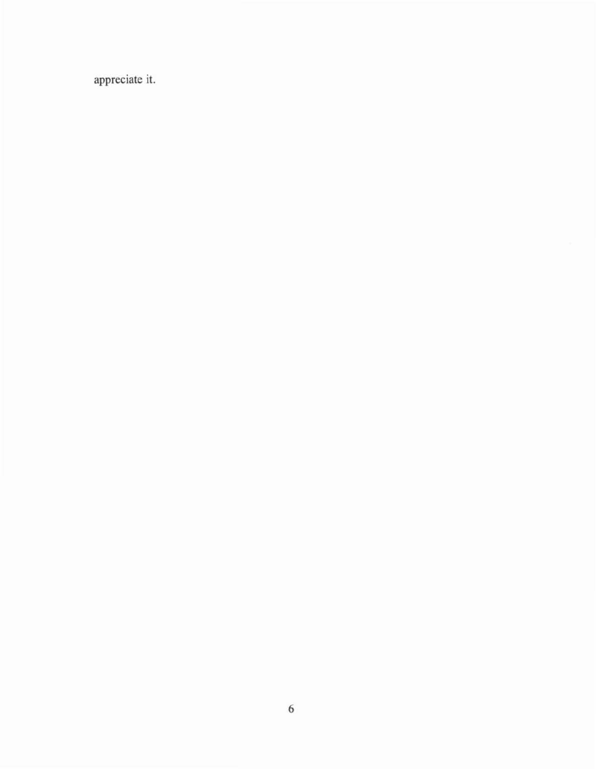appreciate it.